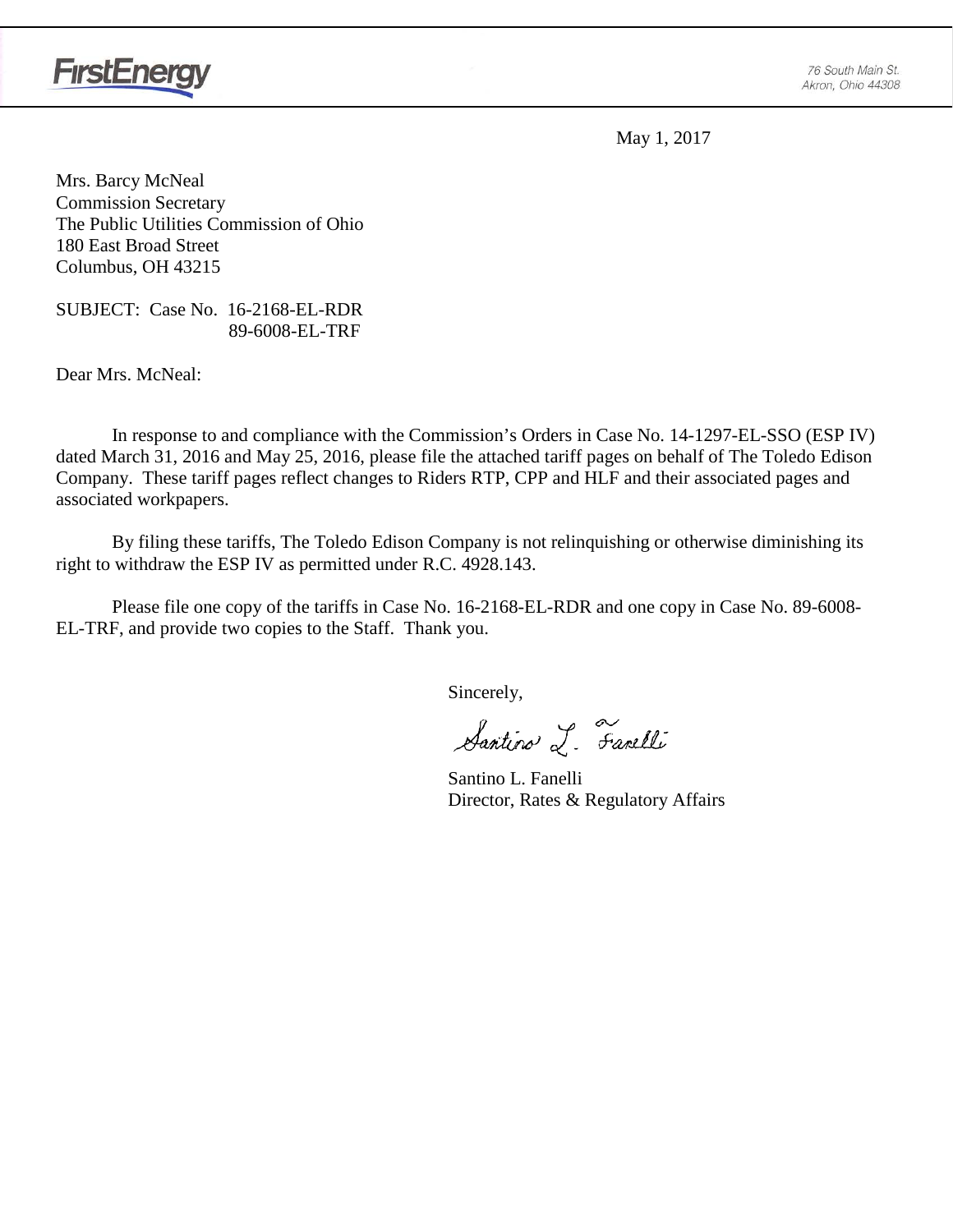FirstEnergy

76 South Main St.
Akron, Ohio 44308

May 1, 2017

Mrs. Barcy McNeal
Commission Secretary
The Public Utilities Commission of Ohio
180 East Broad Street
Columbus, OH 43215

SUBJECT: Case No. 16-2168-EL-RDR
89-6008-EL-TRF

Dear Mrs. McNeal:

In response to and compliance with the Commission's Orders in Case No. 14-1297-EL-SSO (ESP IV) dated March 31, 2016 and May 25, 2016, please file the attached tariff pages on behalf of The Toledo Edison Company. These tariff pages reflect changes to Riders RTP, CPP and HLF and their associated pages and associated workpapers.

By filing these tariffs, The Toledo Edison Company is not relinquishing or otherwise diminishing its right to withdraw the ESP IV as permitted under R.C. 4928.143.

Please file one copy of the tariffs in Case No. 16-2168-EL-RDR and one copy in Case No. 89-6008-EL-TRF, and provide two copies to the Staff. Thank you.

Sincerely,

Santino L. Fanelli

Santino L. Fanelli
Director, Rates & Regulatory Affairs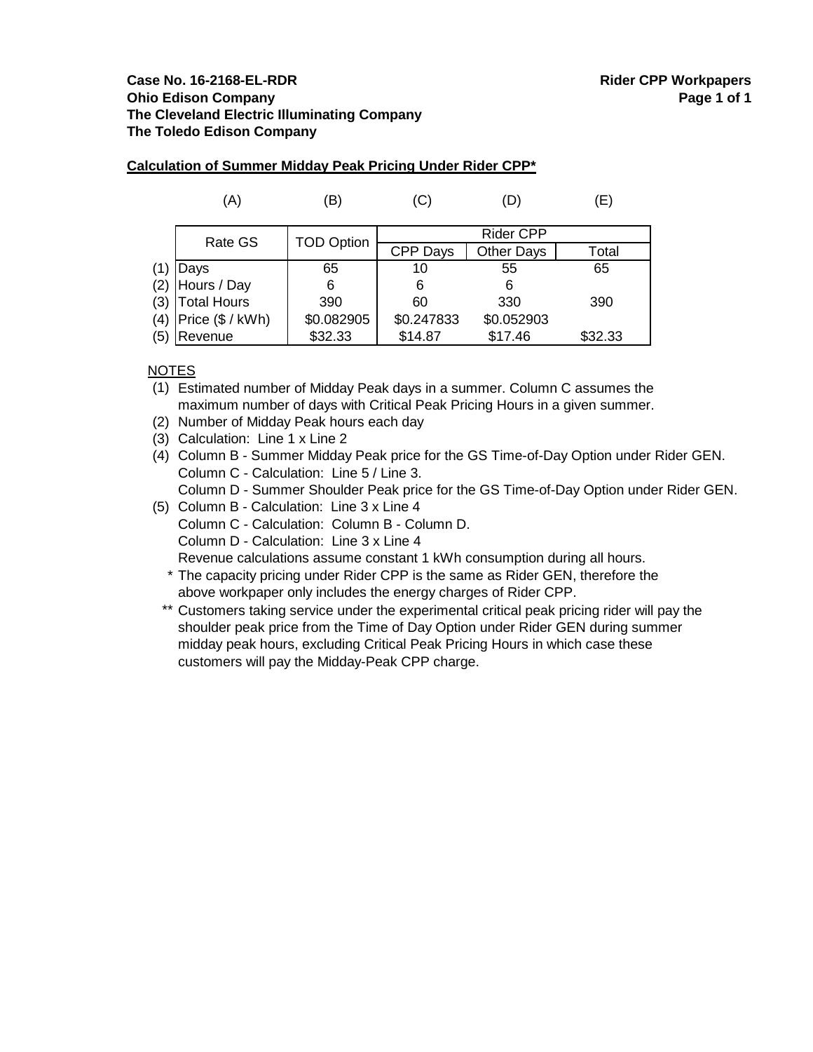**Case No. 16-2168-EL-RDR**
**Ohio Edison Company**
**The Cleveland Electric Illuminating Company**
**The Toledo Edison Company**

**Rider CPP Workpapers**

## Calculation of Summer Midday Peak Pricing Under Rider CPP*

| | (A) | (B) | (C) | (D) | (E) |
|---|---|---|---|---|---|
| | Rate GS | TOD Option | Rider CPP | | |
| | | | CPP Days | Other Days | Total |
| (1) | Days | 65 | 10 | 55 | 65 |
| (2) | Hours / Day | 6 | 6 | 6 | |
| (3) | Total Hours | 390 | 60 | 330 | 390 |
| (4) | Price ($ / kWh) | $0.082905 | $0.247833 | $0.052903 | |
| (5) | Revenue | $32.33 | $14.87 | $17.46 | $32.33 |

NOTES

(1) Estimated number of Midday Peak days in a summer. Column C assumes the maximum number of days with Critical Peak Pricing Hours in a given summer.

(2) Number of Midday Peak hours each day

(3) Calculation: Line 1 x Line 2

(4) Column B - Summer Midday Peak price for the GS Time-of-Day Option under Rider GEN.
Column C - Calculation: Line 5 / Line 3.
Column D - Summer Shoulder Peak price for the GS Time-of-Day Option under Rider GEN.

(5) Column B - Calculation: Line 3 x Line 4
Column C - Calculation: Column B - Column D.
Column D - Calculation: Line 3 x Line 4
Revenue calculations assume constant 1 kWh consumption during all hours.

\* The capacity pricing under Rider CPP is the same as Rider GEN, therefore the above workpaper only includes the energy charges of Rider CPP.

\*\* Customers taking service under the experimental critical peak pricing rider will pay the shoulder peak price from the Time of Day Option under Rider GEN during summer midday peak hours, excluding Critical Peak Pricing Hours in which case these customers will pay the Midday-Peak CPP charge.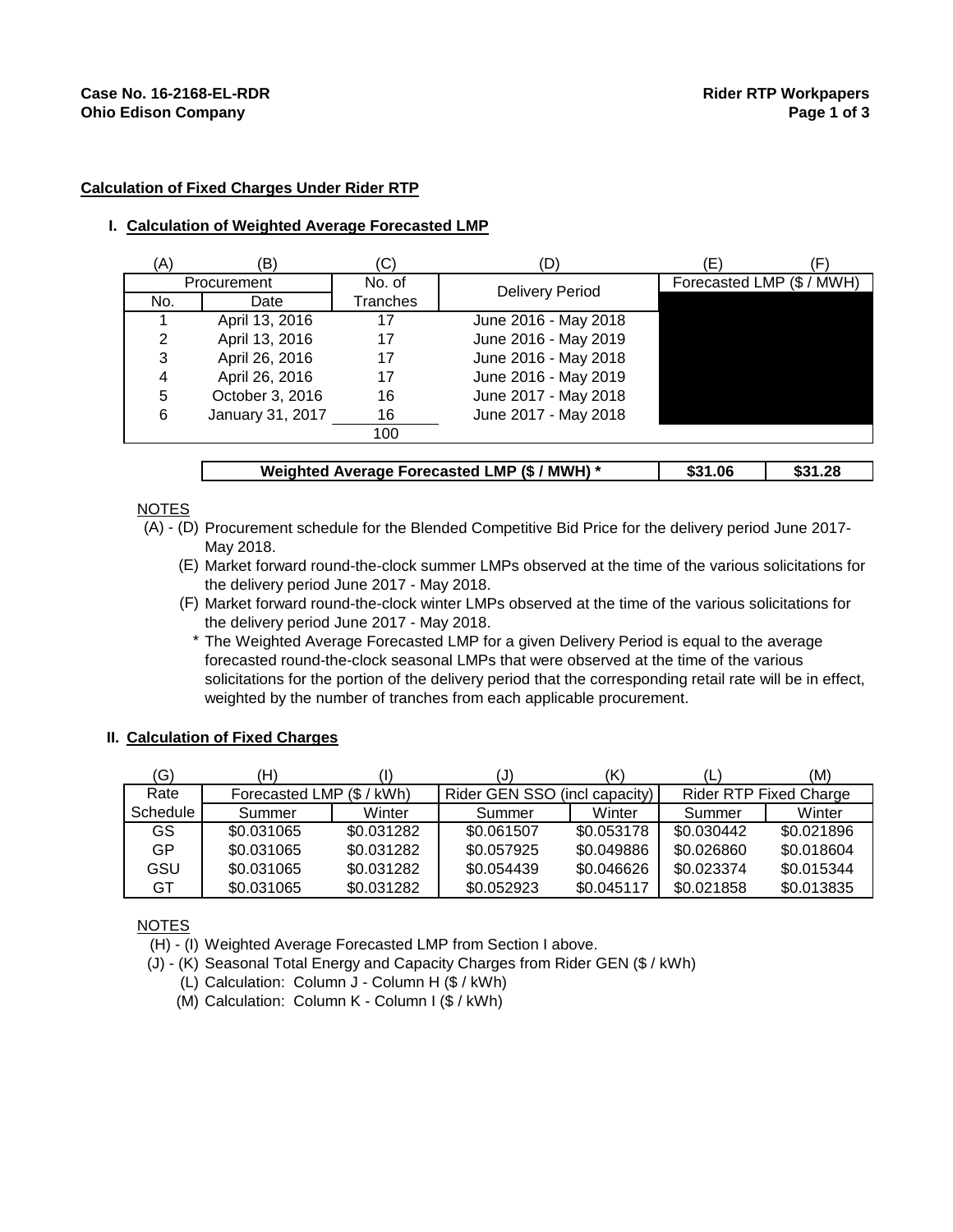**Case No. 16-2168-EL-RDR**
**Ohio Edison Company**

**Rider RTP Workpapers**

## Calculation of Fixed Charges Under Rider RTP

### I. Calculation of Weighted Average Forecasted LMP

| (A) | (B) | (C) | (D) | (E) | (F) |
|---|---|---|---|---|---|
| Procurement | | No. of | Delivery Period | Forecasted LMP ($ / MWH) | |
| No. | Date | Tranches | | | |
| 1 | April 13, 2016 | 17 | June 2016 - May 2018 | | |
| 2 | April 13, 2016 | 17 | June 2016 - May 2019 | | |
| 3 | April 26, 2016 | 17 | June 2016 - May 2018 | | |
| 4 | April 26, 2016 | 17 | June 2016 - May 2019 | | |
| 5 | October 3, 2016 | 16 | June 2017 - May 2018 | | |
| 6 | January 31, 2017 | 16 | June 2017 - May 2018 | | |
| | | 100 | | | |
| | | | **Weighted Average Forecasted LMP ($ / MWH) \*** | **$31.06** | **$31.28** |

NOTES

(A) - (D) Procurement schedule for the Blended Competitive Bid Price for the delivery period June 2017-May 2018.

(E) Market forward round-the-clock summer LMPs observed at the time of the various solicitations for the delivery period June 2017 - May 2018.

(F) Market forward round-the-clock winter LMPs observed at the time of the various solicitations for the delivery period June 2017 - May 2018.

\* The Weighted Average Forecasted LMP for a given Delivery Period is equal to the average forecasted round-the-clock seasonal LMPs that were observed at the time of the various solicitations for the portion of the delivery period that the corresponding retail rate will be in effect, weighted by the number of tranches from each applicable procurement.

### II. Calculation of Fixed Charges

| (G) | (H) | (I) | (J) | (K) | (L) | (M) |
|---|---|---|---|---|---|---|
| Rate | Forecasted LMP ($ / kWh) | | Rider GEN SSO (incl capacity) | | Rider RTP Fixed Charge | |
| Schedule | Summer | Winter | Summer | Winter | Summer | Winter |
| GS | $0.031065 | $0.031282 | $0.061507 | $0.053178 | $0.030442 | $0.021896 |
| GP | $0.031065 | $0.031282 | $0.057925 | $0.049886 | $0.026860 | $0.018604 |
| GSU | $0.031065 | $0.031282 | $0.054439 | $0.046626 | $0.023374 | $0.015344 |
| GT | $0.031065 | $0.031282 | $0.052923 | $0.045117 | $0.021858 | $0.013835 |

NOTES

(H) - (I) Weighted Average Forecasted LMP from Section I above.

(J) - (K) Seasonal Total Energy and Capacity Charges from Rider GEN ($ / kWh)

(L) Calculation: Column J - Column H ($ / kWh)

(M) Calculation: Column K - Column I ($ / kWh)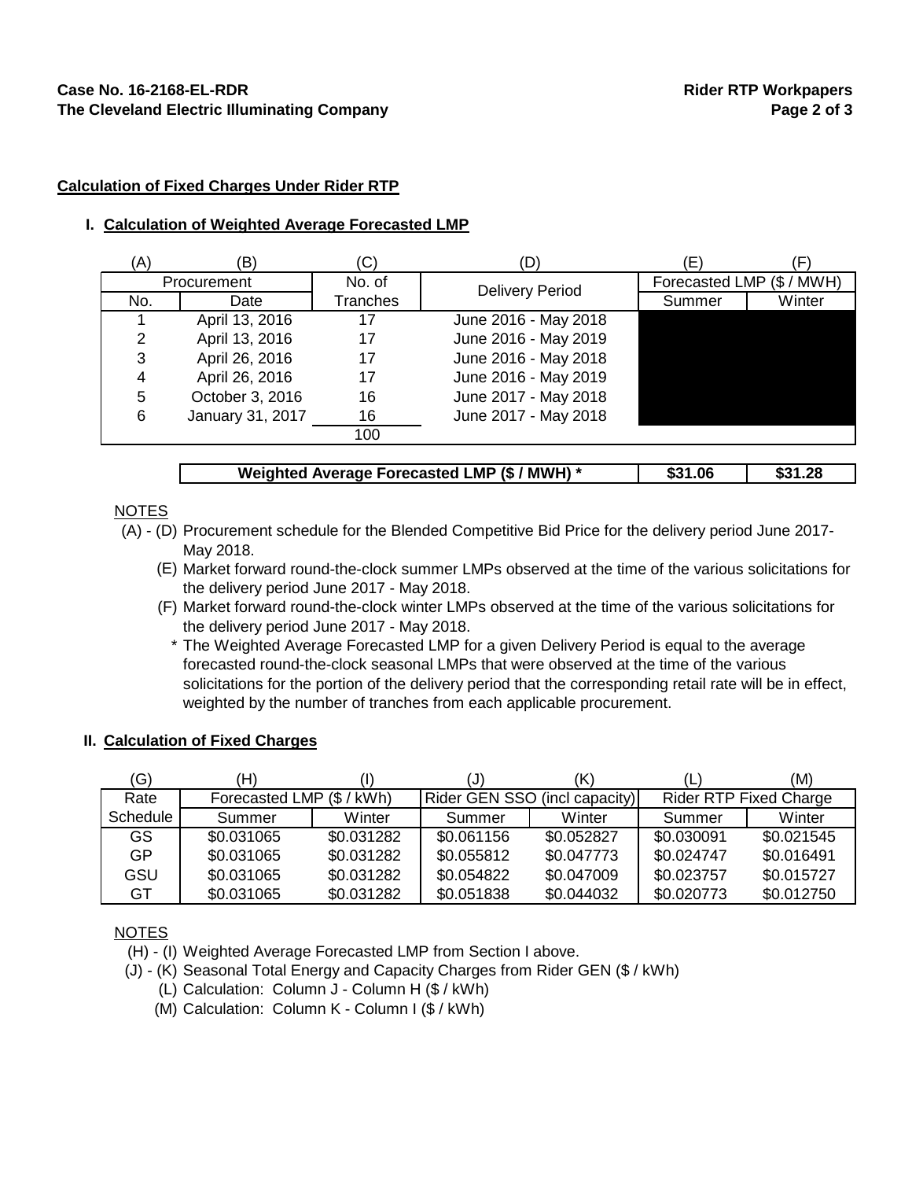**Case No. 16-2168-EL-RDR**
**The Cleveland Electric Illuminating Company**

**Rider RTP Workpapers**

**Calculation of Fixed Charges Under Rider RTP**

**I. Calculation of Weighted Average Forecasted LMP**

| (A) | (B) | (C) | (D) | (E) | (F) |
|---|---|---|---|---|---|
| Procurement | | No. of | Delivery Period | Forecasted LMP ($ / MWH) | |
| No. | Date | Tranches | | Summer | Winter |
| 1 | April 13, 2016 | 17 | June 2016 - May 2018 | | |
| 2 | April 13, 2016 | 17 | June 2016 - May 2019 | | |
| 3 | April 26, 2016 | 17 | June 2016 - May 2018 | | |
| 4 | April 26, 2016 | 17 | June 2016 - May 2019 | | |
| 5 | October 3, 2016 | 16 | June 2017 - May 2018 | | |
| 6 | January 31, 2017 | 16 | June 2017 - May 2018 | | |
| | | 100 | | | |
| | | | **Weighted Average Forecasted LMP ($ / MWH) *** | **$31.06** | **$31.28** |

NOTES

(A) - (D) Procurement schedule for the Blended Competitive Bid Price for the delivery period June 2017-May 2018.

(E) Market forward round-the-clock summer LMPs observed at the time of the various solicitations for the delivery period June 2017 - May 2018.

(F) Market forward round-the-clock winter LMPs observed at the time of the various solicitations for the delivery period June 2017 - May 2018.

\* The Weighted Average Forecasted LMP for a given Delivery Period is equal to the average forecasted round-the-clock seasonal LMPs that were observed at the time of the various solicitations for the portion of the delivery period that the corresponding retail rate will be in effect, weighted by the number of tranches from each applicable procurement.

**II. Calculation of Fixed Charges**

| (G) | (H) | (I) | (J) | (K) | (L) | (M) |
|---|---|---|---|---|---|---|
| Rate | Forecasted LMP ($ / kWh) | | Rider GEN SSO (incl capacity) | | Rider RTP Fixed Charge | |
| Schedule | Summer | Winter | Summer | Winter | Summer | Winter |
| GS | $0.031065 | $0.031282 | $0.061156 | $0.052827 | $0.030091 | $0.021545 |
| GP | $0.031065 | $0.031282 | $0.055812 | $0.047773 | $0.024747 | $0.016491 |
| GSU | $0.031065 | $0.031282 | $0.054822 | $0.047009 | $0.023757 | $0.015727 |
| GT | $0.031065 | $0.031282 | $0.051838 | $0.044032 | $0.020773 | $0.012750 |

NOTES

(H) - (I) Weighted Average Forecasted LMP from Section I above.

(J) - (K) Seasonal Total Energy and Capacity Charges from Rider GEN ($ / kWh)

(L) Calculation: Column J - Column H ($ / kWh)

(M) Calculation: Column K - Column I ($ / kWh)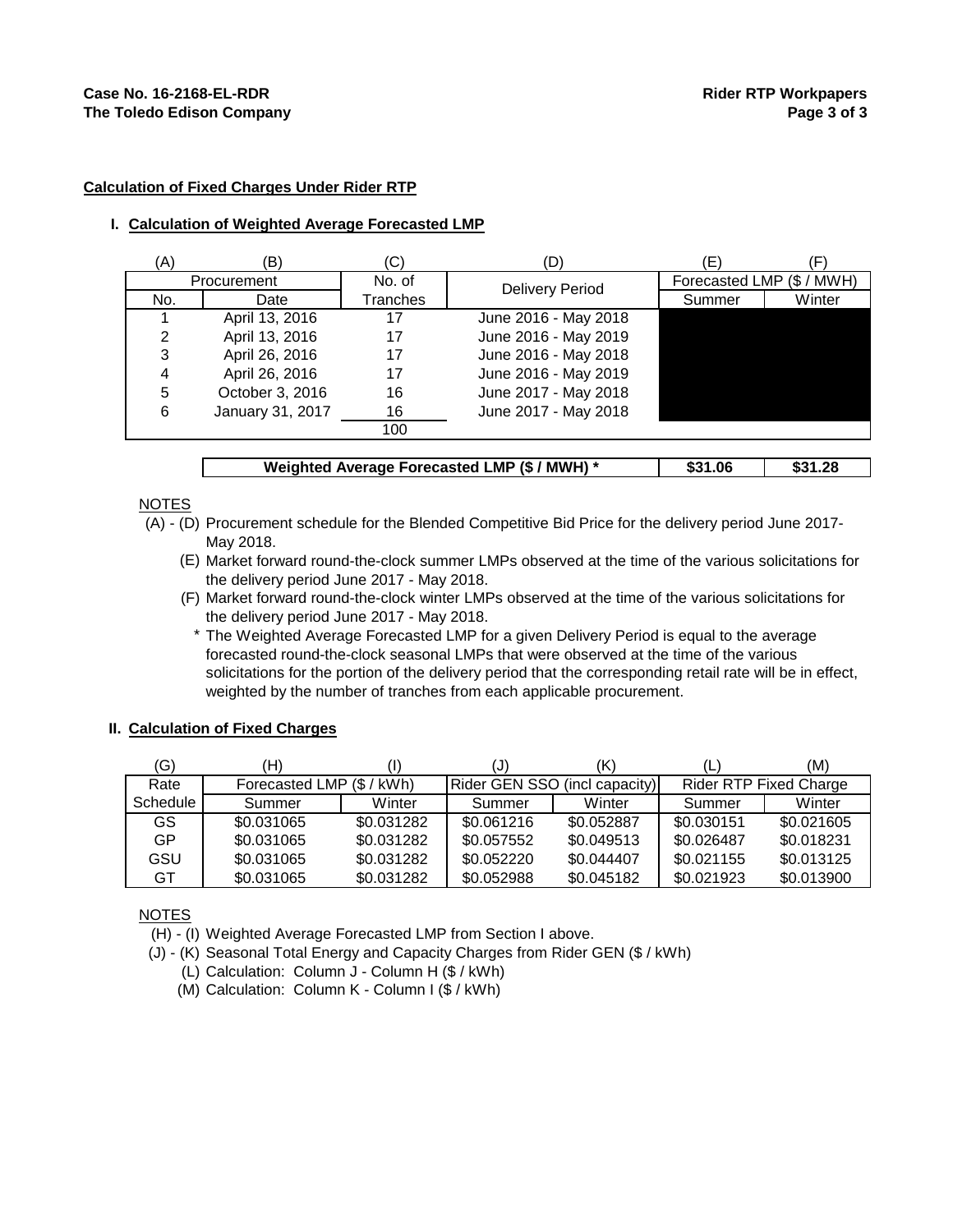**Case No. 16-2168-EL-RDR**
**The Toledo Edison Company**

**Rider RTP Workpapers**

**Calculation of Fixed Charges Under Rider RTP**

## I. Calculation of Weighted Average Forecasted LMP

| (A) | (B) | (C) | (D) | (E) | (F) |
|---|---|---|---|---|---|
| Procurement | | No. of | Delivery Period | Forecasted LMP ($ / MWH) | |
| No. | Date | Tranches | | Summer | Winter |
| 1 | April 13, 2016 | 17 | June 2016 - May 2018 | | |
| 2 | April 13, 2016 | 17 | June 2016 - May 2019 | | |
| 3 | April 26, 2016 | 17 | June 2016 - May 2018 | | |
| 4 | April 26, 2016 | 17 | June 2016 - May 2019 | | |
| 5 | October 3, 2016 | 16 | June 2017 - May 2018 | | |
| 6 | January 31, 2017 | 16 | June 2017 - May 2018 | | |
| | | 100 | | | |
| | | | **Weighted Average Forecasted LMP ($ / MWH) *** | **$31.06** | **$31.28** |

NOTES

(A) - (D) Procurement schedule for the Blended Competitive Bid Price for the delivery period June 2017-May 2018.

(E) Market forward round-the-clock summer LMPs observed at the time of the various solicitations for the delivery period June 2017 - May 2018.

(F) Market forward round-the-clock winter LMPs observed at the time of the various solicitations for the delivery period June 2017 - May 2018.

\* The Weighted Average Forecasted LMP for a given Delivery Period is equal to the average forecasted round-the-clock seasonal LMPs that were observed at the time of the various solicitations for the portion of the delivery period that the corresponding retail rate will be in effect, weighted by the number of tranches from each applicable procurement.

## II. Calculation of Fixed Charges

| (G) | (H) | (I) | (J) | (K) | (L) | (M) |
|---|---|---|---|---|---|---|
| Rate | Forecasted LMP ($ / kWh) | | Rider GEN SSO (incl capacity) | | Rider RTP Fixed Charge | |
| Schedule | Summer | Winter | Summer | Winter | Summer | Winter |
| GS | $0.031065 | $0.031282 | $0.061216 | $0.052887 | $0.030151 | $0.021605 |
| GP | $0.031065 | $0.031282 | $0.057552 | $0.049513 | $0.026487 | $0.018231 |
| GSU | $0.031065 | $0.031282 | $0.052220 | $0.044407 | $0.021155 | $0.013125 |
| GT | $0.031065 | $0.031282 | $0.052988 | $0.045182 | $0.021923 | $0.013900 |

NOTES

(H) - (I) Weighted Average Forecasted LMP from Section I above.

(J) - (K) Seasonal Total Energy and Capacity Charges from Rider GEN ($ / kWh)

(L) Calculation: Column J - Column H ($ / kWh)

(M) Calculation: Column K - Column I ($ / kWh)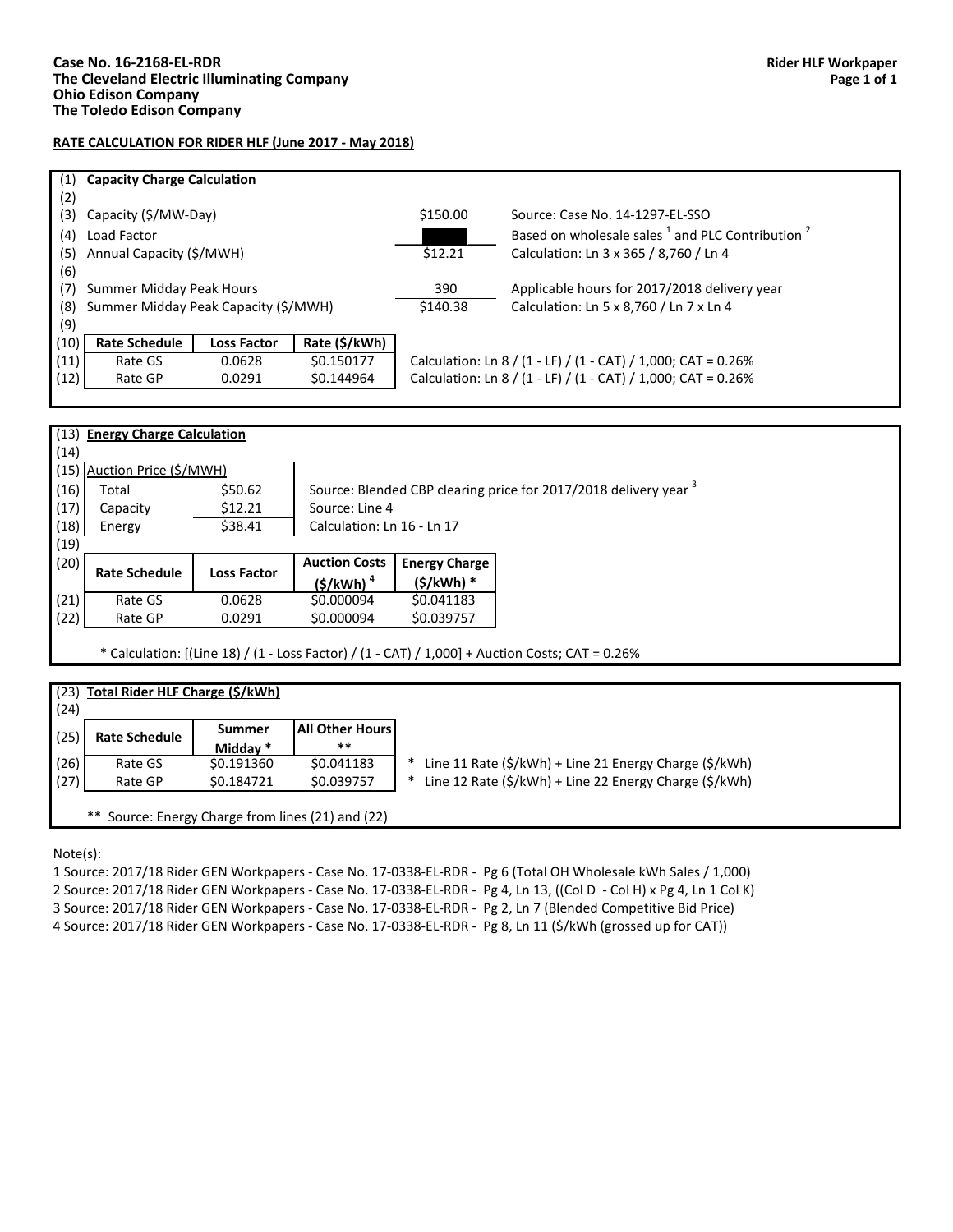**Case No. 16-2168-EL-RDR**
**The Cleveland Electric Illuminating Company**
**Ohio Edison Company**
**The Toledo Edison Company**

**Rider HLF Workpaper**
**Page 1 of 1**

## RATE CALCULATION FOR RIDER HLF (June 2017 - May 2018)

| Line | | | | | |
|---|---|---|---|---|---|
| (1) | **Capacity Charge Calculation** | | | | |
| (2) | | | | | |
| (3) | Capacity ($/MW-Day) | | | $150.00 | Source: Case No. 14-1297-EL-SSO |
| (4) | Load Factor | | | [redacted] | Based on wholesale sales [1] and PLC Contribution [2] |
| (5) | Annual Capacity ($/MWH) | | | $12.21 | Calculation: Ln 3 x 365 / 8,760 / Ln 4 |
| (6) | | | | | |
| (7) | Summer Midday Peak Hours | | | 390 | Applicable hours for 2017/2018 delivery year |
| (8) | Summer Midday Peak Capacity ($/MWH) | | | $140.38 | Calculation: Ln 5 x 8,760 / Ln 7 x Ln 4 |
| (9) | | | | | |
| (10) | **Rate Schedule** | **Loss Factor** | **Rate ($/kWh)** | | |
| (11) | Rate GS | 0.0628 | $0.150177 | Calculation: Ln 8 / (1 - LF) / (1 - CAT) / 1,000; CAT = 0.26% | |
| (12) | Rate GP | 0.0291 | $0.144964 | Calculation: Ln 8 / (1 - LF) / (1 - CAT) / 1,000; CAT = 0.26% | |

| Line | | | | | |
|---|---|---|---|---|---|
| (13) | **Energy Charge Calculation** | | | | |
| (14) | | | | | |
| (15) | Auction Price ($/MWH) | | | | |
| (16) | Total | $50.62 | Source: Blended CBP clearing price for 2017/2018 delivery year [3] | | |
| (17) | Capacity | $12.21 | Source: Line 4 | | |
| (18) | Energy | $38.41 | Calculation: Ln 16 - Ln 17 | | |
| (19) | | | | | |
| (20) | **Rate Schedule** | **Loss Factor** | **Auction Costs ($/kWh) [4]** | **Energy Charge ($/kWh) *** | |
| (21) | Rate GS | 0.0628 | $0.000094 | $0.041183 | |
| (22) | Rate GP | 0.0291 | $0.000094 | $0.039757 | |

* Calculation: [(Line 18) / (1 - Loss Factor) / (1 - CAT) / 1,000] + Auction Costs; CAT = 0.26%

| Line | | | | |
|---|---|---|---|---|
| (23) | **Total Rider HLF Charge ($/kWh)** | | | |
| (24) | | | | |
| (25) | **Rate Schedule** | **Summer Midday *** | **All Other Hours **** | |
| (26) | Rate GS | $0.191360 | $0.041183 | * Line 11 Rate ($/kWh) + Line 21 Energy Charge ($/kWh) |
| (27) | Rate GP | $0.184721 | $0.039757 | * Line 12 Rate ($/kWh) + Line 22 Energy Charge ($/kWh) |

** Source: Energy Charge from lines (21) and (22)

Note(s):

1 Source: 2017/18 Rider GEN Workpapers - Case No. 17-0338-EL-RDR - Pg 6 (Total OH Wholesale kWh Sales / 1,000)
2 Source: 2017/18 Rider GEN Workpapers - Case No. 17-0338-EL-RDR - Pg 4, Ln 13, ((Col D - Col H) x Pg 4, Ln 1 Col K)
3 Source: 2017/18 Rider GEN Workpapers - Case No. 17-0338-EL-RDR - Pg 2, Ln 7 (Blended Competitive Bid Price)
4 Source: 2017/18 Rider GEN Workpapers - Case No. 17-0338-EL-RDR - Pg 8, Ln 11 ($/kWh (grossed up for CAT))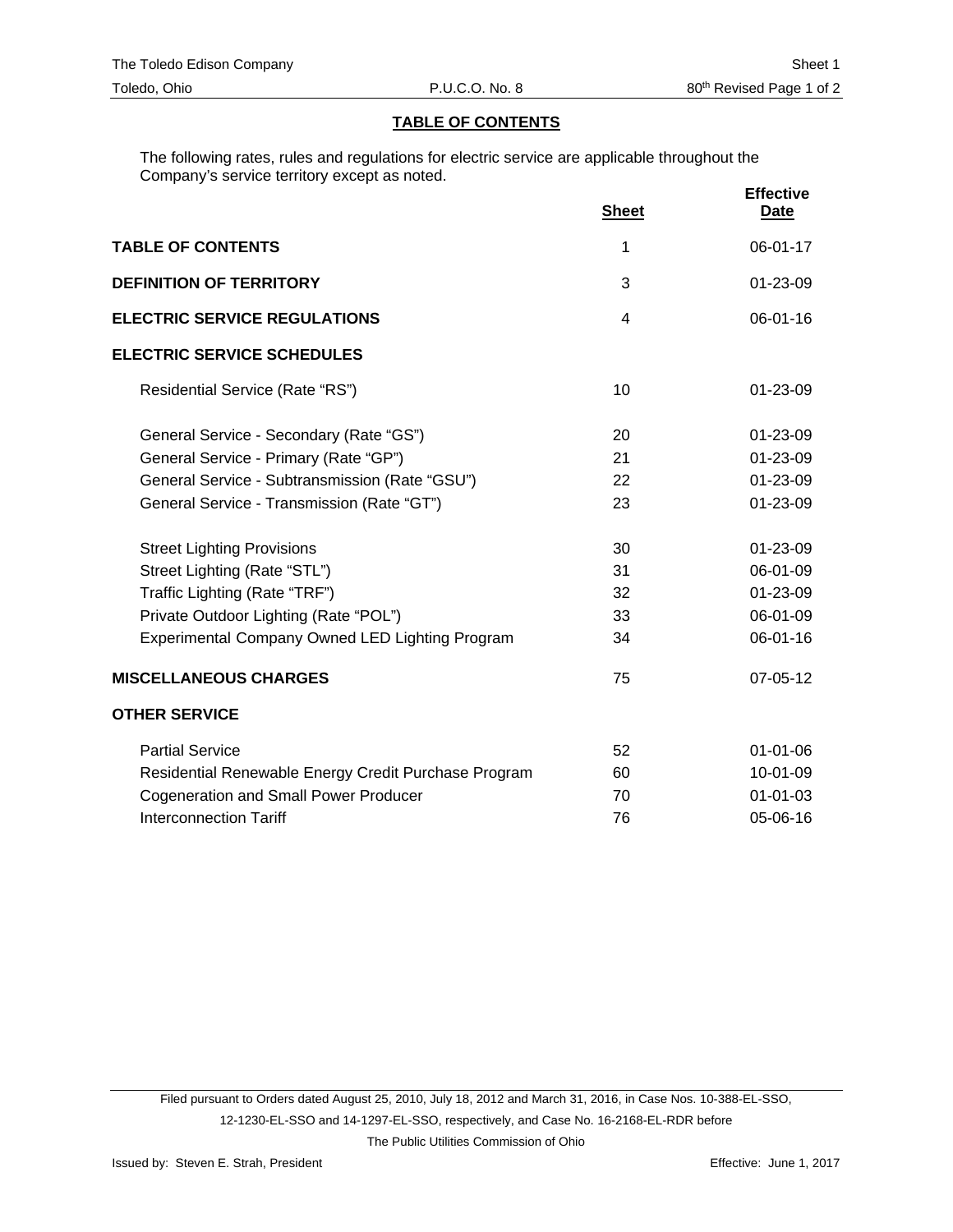## TABLE OF CONTENTS

The following rates, rules and regulations for electric service are applicable throughout the Company's service territory except as noted.

| | Sheet | Effective Date |
|---|---|---|
| **TABLE OF CONTENTS** | 1 | 06-01-17 |
| **DEFINITION OF TERRITORY** | 3 | 01-23-09 |
| **ELECTRIC SERVICE REGULATIONS** | 4 | 06-01-16 |
| **ELECTRIC SERVICE SCHEDULES** | | |
| Residential Service (Rate "RS") | 10 | 01-23-09 |
| General Service - Secondary (Rate "GS") | 20 | 01-23-09 |
| General Service - Primary (Rate "GP") | 21 | 01-23-09 |
| General Service - Subtransmission (Rate "GSU") | 22 | 01-23-09 |
| General Service - Transmission (Rate "GT") | 23 | 01-23-09 |
| Street Lighting Provisions | 30 | 01-23-09 |
| Street Lighting (Rate "STL") | 31 | 06-01-09 |
| Traffic Lighting (Rate "TRF") | 32 | 01-23-09 |
| Private Outdoor Lighting (Rate "POL") | 33 | 06-01-09 |
| Experimental Company Owned LED Lighting Program | 34 | 06-01-16 |
| **MISCELLANEOUS CHARGES** | 75 | 07-05-12 |
| **OTHER SERVICE** | | |
| Partial Service | 52 | 01-01-06 |
| Residential Renewable Energy Credit Purchase Program | 60 | 10-01-09 |
| Cogeneration and Small Power Producer | 70 | 01-01-03 |
| Interconnection Tariff | 76 | 05-06-16 |

Filed pursuant to Orders dated August 25, 2010, July 18, 2012 and March 31, 2016, in Case Nos. 10-388-EL-SSO, 12-1230-EL-SSO and 14-1297-EL-SSO, respectively, and Case No. 16-2168-EL-RDR before The Public Utilities Commission of Ohio

Issued by: Steven E. Strah, President

Effective: June 1, 2017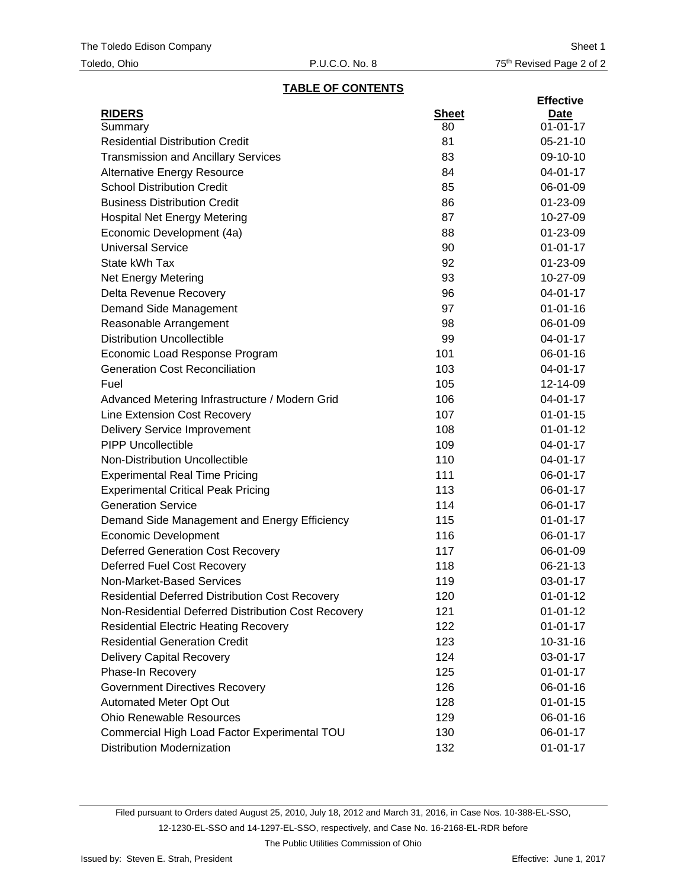The Toledo Edison Company
Toledo, Ohio
P.U.C.O. No. 8

Sheet 1
75th Revised Page 2 of 2

## TABLE OF CONTENTS

| RIDERS | Sheet | Effective Date |
|---|---|---|
| Summary | 80 | 01-01-17 |
| Residential Distribution Credit | 81 | 05-21-10 |
| Transmission and Ancillary Services | 83 | 09-10-10 |
| Alternative Energy Resource | 84 | 04-01-17 |
| School Distribution Credit | 85 | 06-01-09 |
| Business Distribution Credit | 86 | 01-23-09 |
| Hospital Net Energy Metering | 87 | 10-27-09 |
| Economic Development (4a) | 88 | 01-23-09 |
| Universal Service | 90 | 01-01-17 |
| State kWh Tax | 92 | 01-23-09 |
| Net Energy Metering | 93 | 10-27-09 |
| Delta Revenue Recovery | 96 | 04-01-17 |
| Demand Side Management | 97 | 01-01-16 |
| Reasonable Arrangement | 98 | 06-01-09 |
| Distribution Uncollectible | 99 | 04-01-17 |
| Economic Load Response Program | 101 | 06-01-16 |
| Generation Cost Reconciliation | 103 | 04-01-17 |
| Fuel | 105 | 12-14-09 |
| Advanced Metering Infrastructure / Modern Grid | 106 | 04-01-17 |
| Line Extension Cost Recovery | 107 | 01-01-15 |
| Delivery Service Improvement | 108 | 01-01-12 |
| PIPP Uncollectible | 109 | 04-01-17 |
| Non-Distribution Uncollectible | 110 | 04-01-17 |
| Experimental Real Time Pricing | 111 | 06-01-17 |
| Experimental Critical Peak Pricing | 113 | 06-01-17 |
| Generation Service | 114 | 06-01-17 |
| Demand Side Management and Energy Efficiency | 115 | 01-01-17 |
| Economic Development | 116 | 06-01-17 |
| Deferred Generation Cost Recovery | 117 | 06-01-09 |
| Deferred Fuel Cost Recovery | 118 | 06-21-13 |
| Non-Market-Based Services | 119 | 03-01-17 |
| Residential Deferred Distribution Cost Recovery | 120 | 01-01-12 |
| Non-Residential Deferred Distribution Cost Recovery | 121 | 01-01-12 |
| Residential Electric Heating Recovery | 122 | 01-01-17 |
| Residential Generation Credit | 123 | 10-31-16 |
| Delivery Capital Recovery | 124 | 03-01-17 |
| Phase-In Recovery | 125 | 01-01-17 |
| Government Directives Recovery | 126 | 06-01-16 |
| Automated Meter Opt Out | 128 | 01-01-15 |
| Ohio Renewable Resources | 129 | 06-01-16 |
| Commercial High Load Factor Experimental TOU | 130 | 06-01-17 |
| Distribution Modernization | 132 | 01-01-17 |

Filed pursuant to Orders dated August 25, 2010, July 18, 2012 and March 31, 2016, in Case Nos. 10-388-EL-SSO, 12-1230-EL-SSO and 14-1297-EL-SSO, respectively, and Case No. 16-2168-EL-RDR before The Public Utilities Commission of Ohio

Issued by: Steven E. Strah, President

Effective: June 1, 2017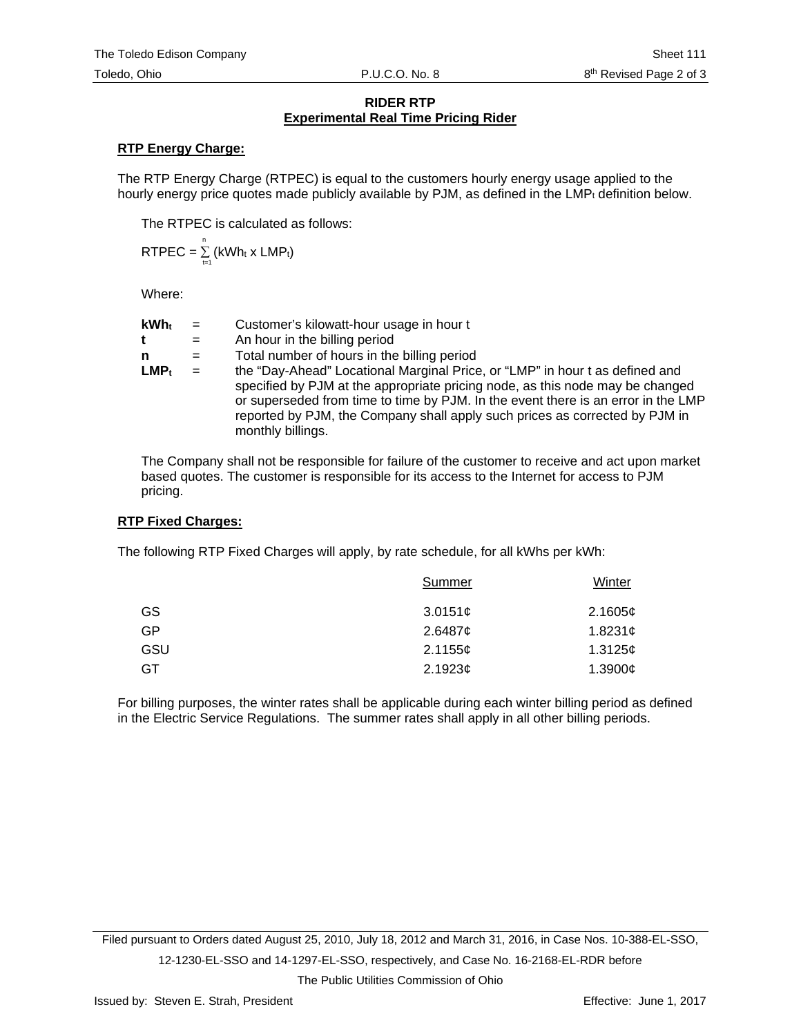# RIDER RTP
## Experimental Real Time Pricing Rider

**RTP Energy Charge:**

The RTP Energy Charge (RTPEC) is equal to the customers hourly energy usage applied to the hourly energy price quotes made publicly available by PJM, as defined in the $LMP_t$ definition below.

The RTPEC is calculated as follows:

$$RTPEC = \sum_{t=1}^{n} (kWh_t \times LMP_t)$$

Where:

| | | |
|---|---|---|
| $kWh_t$ | = | Customer's kilowatt-hour usage in hour t |
| **t** | = | An hour in the billing period |
| **n** | = | Total number of hours in the billing period |
| $LMP_t$ | = | the "Day-Ahead" Locational Marginal Price, or "LMP" in hour t as defined and specified by PJM at the appropriate pricing node, as this node may be changed or superseded from time to time by PJM. In the event there is an error in the LMP reported by PJM, the Company shall apply such prices as corrected by PJM in monthly billings. |

The Company shall not be responsible for failure of the customer to receive and act upon market based quotes. The customer is responsible for its access to the Internet for access to PJM pricing.

**RTP Fixed Charges:**

The following RTP Fixed Charges will apply, by rate schedule, for all kWhs per kWh:

| | Summer | Winter |
|---|---|---|
| GS | 3.0151¢ | 2.1605¢ |
| GP | 2.6487¢ | 1.8231¢ |
| GSU | 2.1155¢ | 1.3125¢ |
| GT | 2.1923¢ | 1.3900¢ |

For billing purposes, the winter rates shall be applicable during each winter billing period as defined in the Electric Service Regulations. The summer rates shall apply in all other billing periods.

Filed pursuant to Orders dated August 25, 2010, July 18, 2012 and March 31, 2016, in Case Nos. 10-388-EL-SSO, 12-1230-EL-SSO and 14-1297-EL-SSO, respectively, and Case No. 16-2168-EL-RDR before The Public Utilities Commission of Ohio

Issued by: Steven E. Strah, President

Effective: June 1, 2017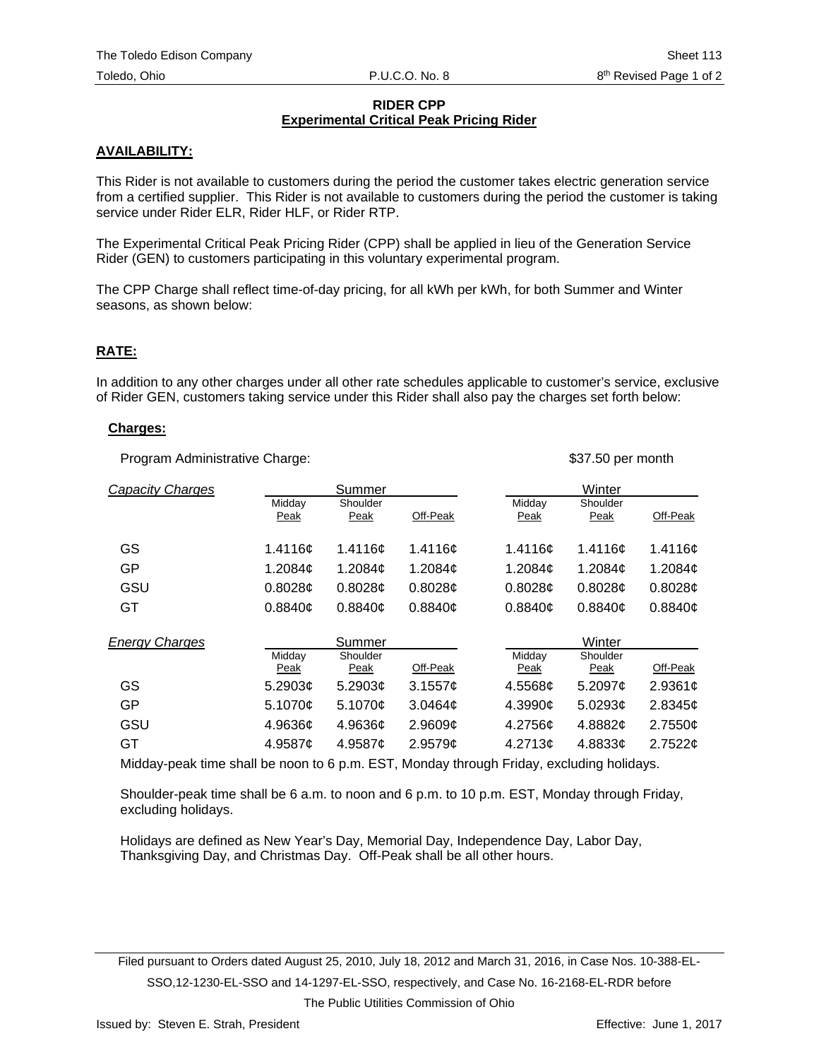# RIDER CPP
## Experimental Critical Peak Pricing Rider

**AVAILABILITY:**

This Rider is not available to customers during the period the customer takes electric generation service from a certified supplier. This Rider is not available to customers during the period the customer is taking service under Rider ELR, Rider HLF, or Rider RTP.

The Experimental Critical Peak Pricing Rider (CPP) shall be applied in lieu of the Generation Service Rider (GEN) to customers participating in this voluntary experimental program.

The CPP Charge shall reflect time-of-day pricing, for all kWh per kWh, for both Summer and Winter seasons, as shown below:

**RATE:**

In addition to any other charges under all other rate schedules applicable to customer's service, exclusive of Rider GEN, customers taking service under this Rider shall also pay the charges set forth below:

**Charges:**

Program Administrative Charge: $37.50 per month

| *Capacity Charges* | Summer | | | Winter | | |
|---|---|---|---|---|---|---|
| | Midday Peak | Shoulder Peak | Off-Peak | Midday Peak | Shoulder Peak | Off-Peak |
| GS | 1.4116¢ | 1.4116¢ | 1.4116¢ | 1.4116¢ | 1.4116¢ | 1.4116¢ |
| GP | 1.2084¢ | 1.2084¢ | 1.2084¢ | 1.2084¢ | 1.2084¢ | 1.2084¢ |
| GSU | 0.8028¢ | 0.8028¢ | 0.8028¢ | 0.8028¢ | 0.8028¢ | 0.8028¢ |
| GT | 0.8840¢ | 0.8840¢ | 0.8840¢ | 0.8840¢ | 0.8840¢ | 0.8840¢ |

| *Energy Charges* | Summer | | | Winter | | |
|---|---|---|---|---|---|---|
| | Midday Peak | Shoulder Peak | Off-Peak | Midday Peak | Shoulder Peak | Off-Peak |
| GS | 5.2903¢ | 5.2903¢ | 3.1557¢ | 4.5568¢ | 5.2097¢ | 2.9361¢ |
| GP | 5.1070¢ | 5.1070¢ | 3.0464¢ | 4.3990¢ | 5.0293¢ | 2.8345¢ |
| GSU | 4.9636¢ | 4.9636¢ | 2.9609¢ | 4.2756¢ | 4.8882¢ | 2.7550¢ |
| GT | 4.9587¢ | 4.9587¢ | 2.9579¢ | 4.2713¢ | 4.8833¢ | 2.7522¢ |

Midday-peak time shall be noon to 6 p.m. EST, Monday through Friday, excluding holidays.

Shoulder-peak time shall be 6 a.m. to noon and 6 p.m. to 10 p.m. EST, Monday through Friday, excluding holidays.

Holidays are defined as New Year's Day, Memorial Day, Independence Day, Labor Day, Thanksgiving Day, and Christmas Day. Off-Peak shall be all other hours.

Filed pursuant to Orders dated August 25, 2010, July 18, 2012 and March 31, 2016, in Case Nos. 10-388-EL-SSO,12-1230-EL-SSO and 14-1297-EL-SSO, respectively, and Case No. 16-2168-EL-RDR before The Public Utilities Commission of Ohio

Issued by: Steven E. Strah, President Effective: June 1, 2017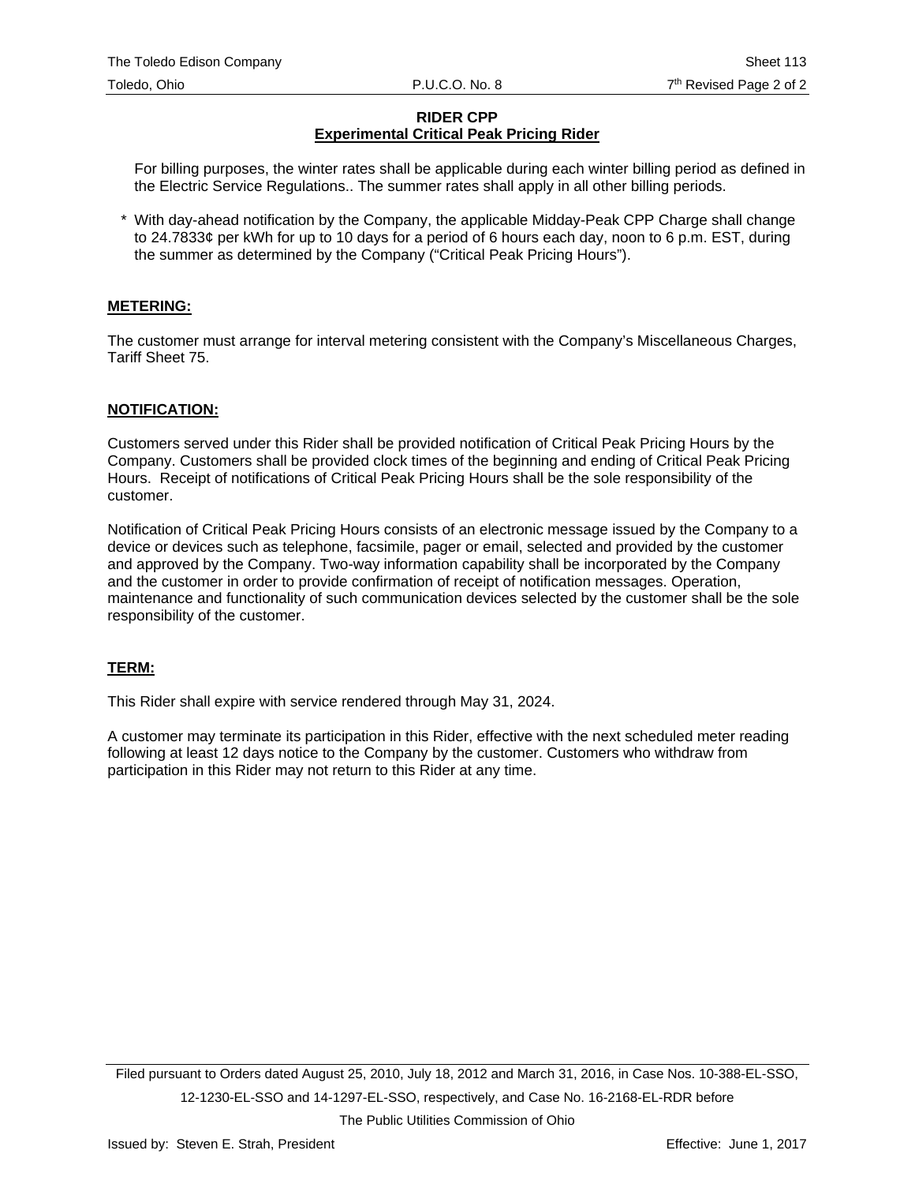**RIDER CPP**
**Experimental Critical Peak Pricing Rider**

For billing purposes, the winter rates shall be applicable during each winter billing period as defined in the Electric Service Regulations.. The summer rates shall apply in all other billing periods.

\* With day-ahead notification by the Company, the applicable Midday-Peak CPP Charge shall change to 24.7833¢ per kWh for up to 10 days for a period of 6 hours each day, noon to 6 p.m. EST, during the summer as determined by the Company ("Critical Peak Pricing Hours").

## METERING:

The customer must arrange for interval metering consistent with the Company's Miscellaneous Charges, Tariff Sheet 75.

## NOTIFICATION:

Customers served under this Rider shall be provided notification of Critical Peak Pricing Hours by the Company. Customers shall be provided clock times of the beginning and ending of Critical Peak Pricing Hours. Receipt of notifications of Critical Peak Pricing Hours shall be the sole responsibility of the customer.

Notification of Critical Peak Pricing Hours consists of an electronic message issued by the Company to a device or devices such as telephone, facsimile, pager or email, selected and provided by the customer and approved by the Company. Two-way information capability shall be incorporated by the Company and the customer in order to provide confirmation of receipt of notification messages. Operation, maintenance and functionality of such communication devices selected by the customer shall be the sole responsibility of the customer.

## TERM:

This Rider shall expire with service rendered through May 31, 2024.

A customer may terminate its participation in this Rider, effective with the next scheduled meter reading following at least 12 days notice to the Company by the customer. Customers who withdraw from participation in this Rider may not return to this Rider at any time.

Filed pursuant to Orders dated August 25, 2010, July 18, 2012 and March 31, 2016, in Case Nos. 10-388-EL-SSO, 12-1230-EL-SSO and 14-1297-EL-SSO, respectively, and Case No. 16-2168-EL-RDR before The Public Utilities Commission of Ohio

Issued by: Steven E. Strah, President

Effective: June 1, 2017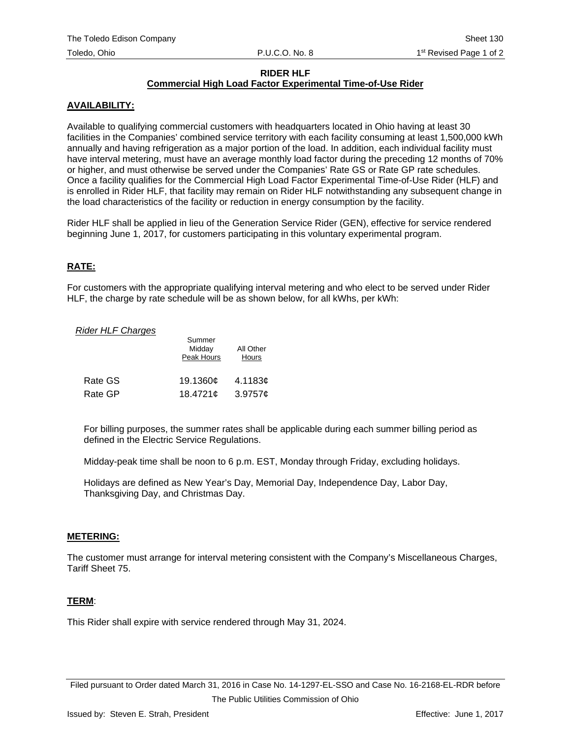## RIDER HLF

### Commercial High Load Factor Experimental Time-of-Use Rider

**AVAILABILITY:**

Available to qualifying commercial customers with headquarters located in Ohio having at least 30 facilities in the Companies' combined service territory with each facility consuming at least 1,500,000 kWh annually and having refrigeration as a major portion of the load. In addition, each individual facility must have interval metering, must have an average monthly load factor during the preceding 12 months of 70% or higher, and must otherwise be served under the Companies' Rate GS or Rate GP rate schedules. Once a facility qualifies for the Commercial High Load Factor Experimental Time-of-Use Rider (HLF) and is enrolled in Rider HLF, that facility may remain on Rider HLF notwithstanding any subsequent change in the load characteristics of the facility or reduction in energy consumption by the facility.

Rider HLF shall be applied in lieu of the Generation Service Rider (GEN), effective for service rendered beginning June 1, 2017, for customers participating in this voluntary experimental program.

**RATE:**

For customers with the appropriate qualifying interval metering and who elect to be served under Rider HLF, the charge by rate schedule will be as shown below, for all kWhs, per kWh:

*Rider HLF Charges*

| | Summer Midday Peak Hours | All Other Hours |
|---|---|---|
| Rate GS | 19.1360¢ | 4.1183¢ |
| Rate GP | 18.4721¢ | 3.9757¢ |

For billing purposes, the summer rates shall be applicable during each summer billing period as defined in the Electric Service Regulations.

Midday-peak time shall be noon to 6 p.m. EST, Monday through Friday, excluding holidays.

Holidays are defined as New Year's Day, Memorial Day, Independence Day, Labor Day, Thanksgiving Day, and Christmas Day.

**METERING:**

The customer must arrange for interval metering consistent with the Company's Miscellaneous Charges, Tariff Sheet 75.

**TERM**:

This Rider shall expire with service rendered through May 31, 2024.

Filed pursuant to Order dated March 31, 2016 in Case No. 14-1297-EL-SSO and Case No. 16-2168-EL-RDR before The Public Utilities Commission of Ohio

Issued by: Steven E. Strah, President

Effective: June 1, 2017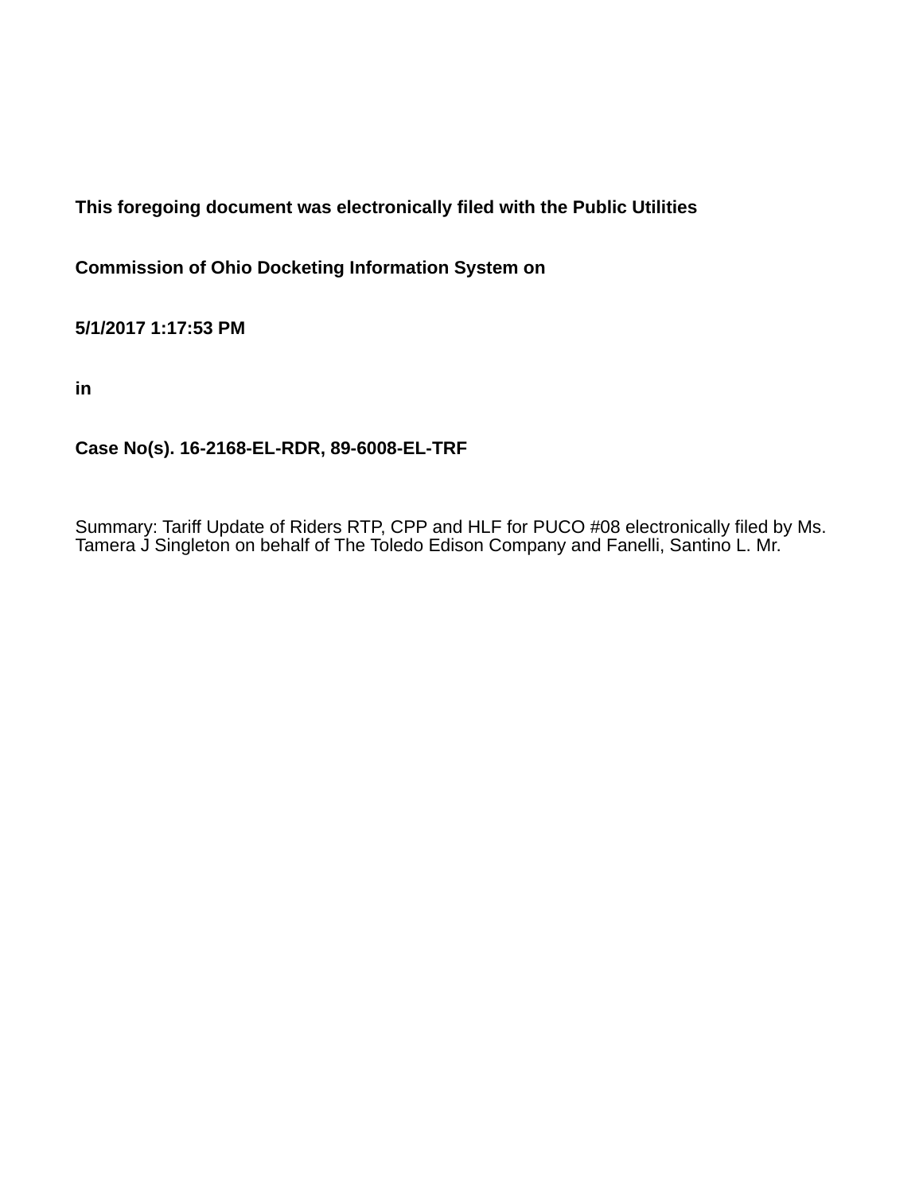**This foregoing document was electronically filed with the Public Utilities**

**Commission of Ohio Docketing Information System on**

**5/1/2017 1:17:53 PM**

**in**

**Case No(s). 16-2168-EL-RDR, 89-6008-EL-TRF**

Summary: Tariff Update of Riders RTP, CPP and HLF for PUCO #08 electronically filed by Ms. Tamera J Singleton on behalf of The Toledo Edison Company and Fanelli, Santino L. Mr.